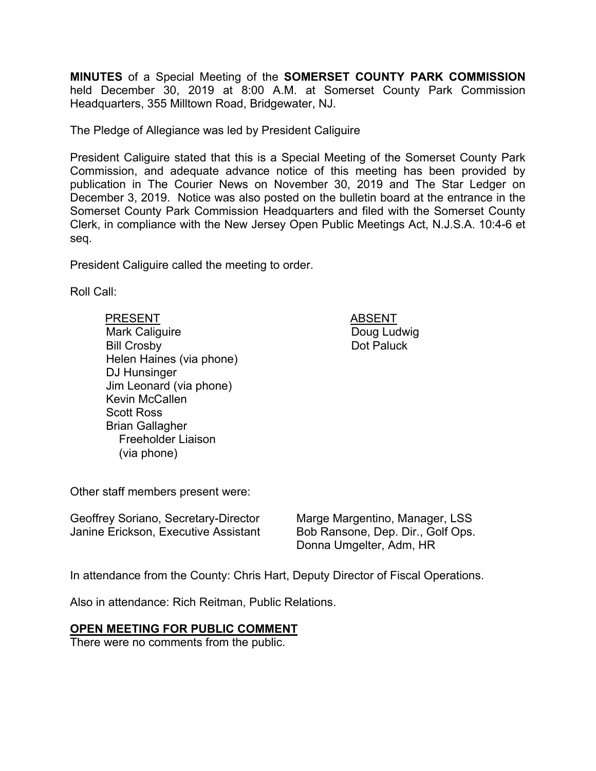**MINUTES** of a Special Meeting of the **SOMERSET COUNTY PARK COMMISSION** held December 30, 2019 at 8:00 A.M. at Somerset County Park Commission Headquarters, 355 Milltown Road, Bridgewater, NJ.

The Pledge of Allegiance was led by President Caliguire

President Caliguire stated that this is a Special Meeting of the Somerset County Park Commission, and adequate advance notice of this meeting has been provided by publication in The Courier News on November 30, 2019 and The Star Ledger on December 3, 2019. Notice was also posted on the bulletin board at the entrance in the Somerset County Park Commission Headquarters and filed with the Somerset County Clerk, in compliance with the New Jersey Open Public Meetings Act, N.J.S.A. 10:4-6 et seq.

President Caliguire called the meeting to order.

Roll Call:

| PRESENT | ABSENT |
|---|---|
| Mark Caliguire | Doug Ludwig |
| Bill Crosby | Dot Paluck |
| Helen Haines (via phone) | |
| DJ Hunsinger | |
| Jim Leonard (via phone) | |
| Kevin McCallen | |
| Scott Ross | |
| Brian Gallagher Freeholder Liaison (via phone) | |

Other staff members present were:

Geoffrey Soriano, Secretary-Director
Janine Erickson, Executive Assistant
Marge Margentino, Manager, LSS
Bob Ransone, Dep. Dir., Golf Ops.
Donna Umgelter, Adm, HR

In attendance from the County: Chris Hart, Deputy Director of Fiscal Operations.

Also in attendance: Rich Reitman, Public Relations.

## OPEN MEETING FOR PUBLIC COMMENT

There were no comments from the public.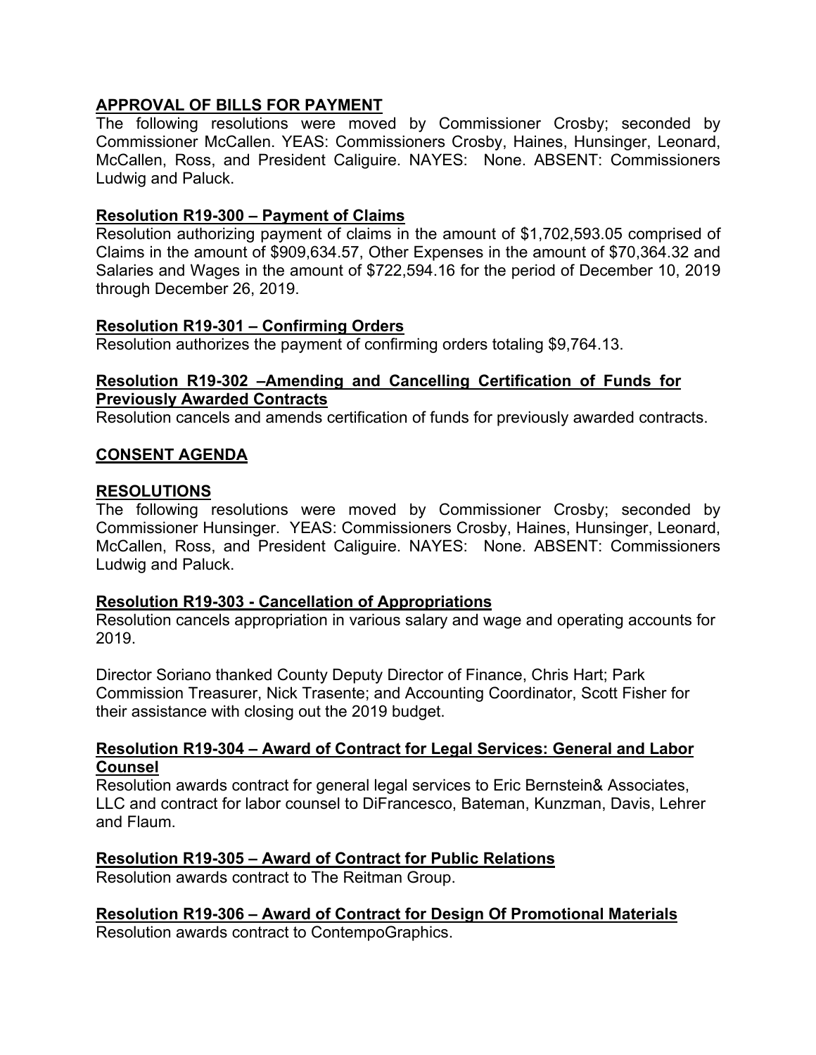## APPROVAL OF BILLS FOR PAYMENT

The following resolutions were moved by Commissioner Crosby; seconded by Commissioner McCallen. YEAS: Commissioners Crosby, Haines, Hunsinger, Leonard, McCallen, Ross, and President Caliguire. NAYES: None. ABSENT: Commissioners Ludwig and Paluck.

### Resolution R19-300 – Payment of Claims

Resolution authorizing payment of claims in the amount of $1,702,593.05 comprised of Claims in the amount of $909,634.57, Other Expenses in the amount of $70,364.32 and Salaries and Wages in the amount of $722,594.16 for the period of December 10, 2019 through December 26, 2019.

### Resolution R19-301 – Confirming Orders

Resolution authorizes the payment of confirming orders totaling $9,764.13.

### Resolution R19-302 –Amending and Cancelling Certification of Funds for Previously Awarded Contracts

Resolution cancels and amends certification of funds for previously awarded contracts.

## CONSENT AGENDA

## RESOLUTIONS

The following resolutions were moved by Commissioner Crosby; seconded by Commissioner Hunsinger. YEAS: Commissioners Crosby, Haines, Hunsinger, Leonard, McCallen, Ross, and President Caliguire. NAYES: None. ABSENT: Commissioners Ludwig and Paluck.

### Resolution R19-303 - Cancellation of Appropriations

Resolution cancels appropriation in various salary and wage and operating accounts for 2019.

Director Soriano thanked County Deputy Director of Finance, Chris Hart; Park Commission Treasurer, Nick Trasente; and Accounting Coordinator, Scott Fisher for their assistance with closing out the 2019 budget.

### Resolution R19-304 – Award of Contract for Legal Services: General and Labor Counsel

Resolution awards contract for general legal services to Eric Bernstein& Associates, LLC and contract for labor counsel to DiFrancesco, Bateman, Kunzman, Davis, Lehrer and Flaum.

### Resolution R19-305 – Award of Contract for Public Relations

Resolution awards contract to The Reitman Group.

### Resolution R19-306 – Award of Contract for Design Of Promotional Materials

Resolution awards contract to ContempoGraphics.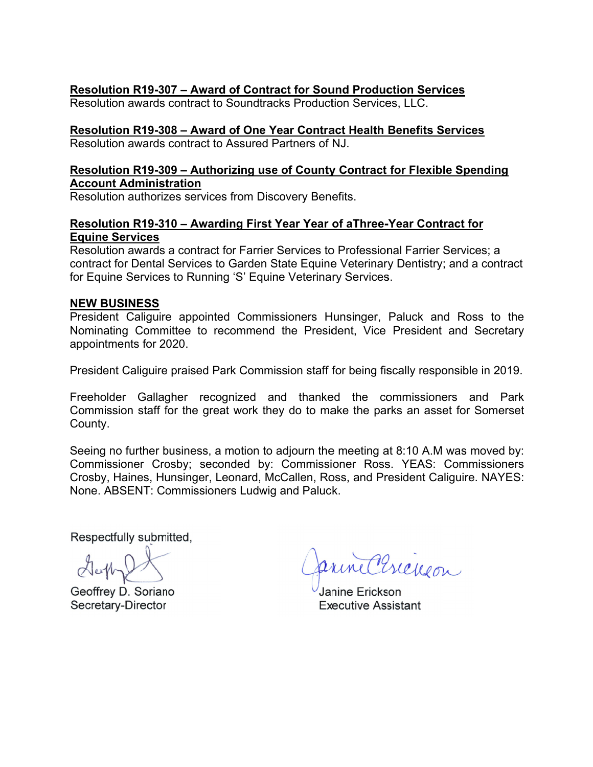**Resolution R19-307 – Award of Contract for Sound Production Services**
Resolution awards contract to Soundtracks Production Services, LLC.

**Resolution R19-308 – Award of One Year Contract Health Benefits Services**
Resolution awards contract to Assured Partners of NJ.

**Resolution R19-309 – Authorizing use of County Contract for Flexible Spending Account Administration**
Resolution authorizes services from Discovery Benefits.

**Resolution R19-310 – Awarding First Year Year of aThree-Year Contract for Equine Services**
Resolution awards a contract for Farrier Services to Professional Farrier Services; a contract for Dental Services to Garden State Equine Veterinary Dentistry; and a contract for Equine Services to Running 'S' Equine Veterinary Services.

**NEW BUSINESS**
President Caliguire appointed Commissioners Hunsinger, Paluck and Ross to the Nominating Committee to recommend the President, Vice President and Secretary appointments for 2020.

President Caliguire praised Park Commission staff for being fiscally responsible in 2019.

Freeholder Gallagher recognized and thanked the commissioners and Park Commission staff for the great work they do to make the parks an asset for Somerset County.

Seeing no further business, a motion to adjourn the meeting at 8:10 A.M was moved by: Commissioner Crosby; seconded by: Commissioner Ross. YEAS: Commissioners Crosby, Haines, Hunsinger, Leonard, McCallen, Ross, and President Caliguire. NAYES: None. ABSENT: Commissioners Ludwig and Paluck.

Respectfully submitted,

Geoffrey D. Soriano
Secretary-Director

Janine Erickson
Executive Assistant